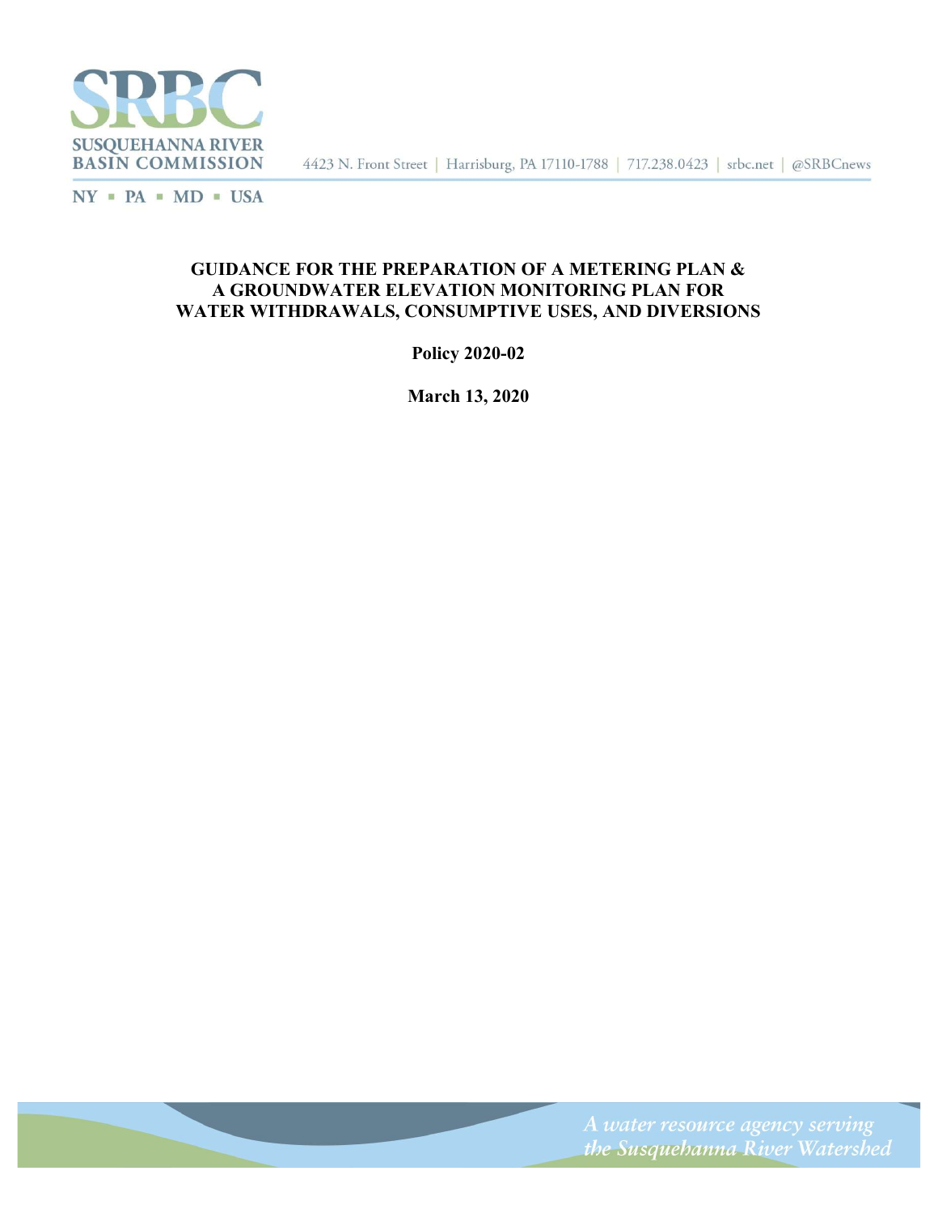SUSQUEHANNA RIVER BASIN COMMISSION

4423 N. Front Street | Harrisburg, PA 17110-1788 | 717.238.0423 | srbc.net | @SRBCnews

NY ▪ PA ▪ MD ▪ USA

# GUIDANCE FOR THE PREPARATION OF A METERING PLAN & A GROUNDWATER ELEVATION MONITORING PLAN FOR WATER WITHDRAWALS, CONSUMPTIVE USES, AND DIVERSIONS

**Policy 2020-02**

**March 13, 2020**

*A water resource agency serving the Susquehanna River Watershed*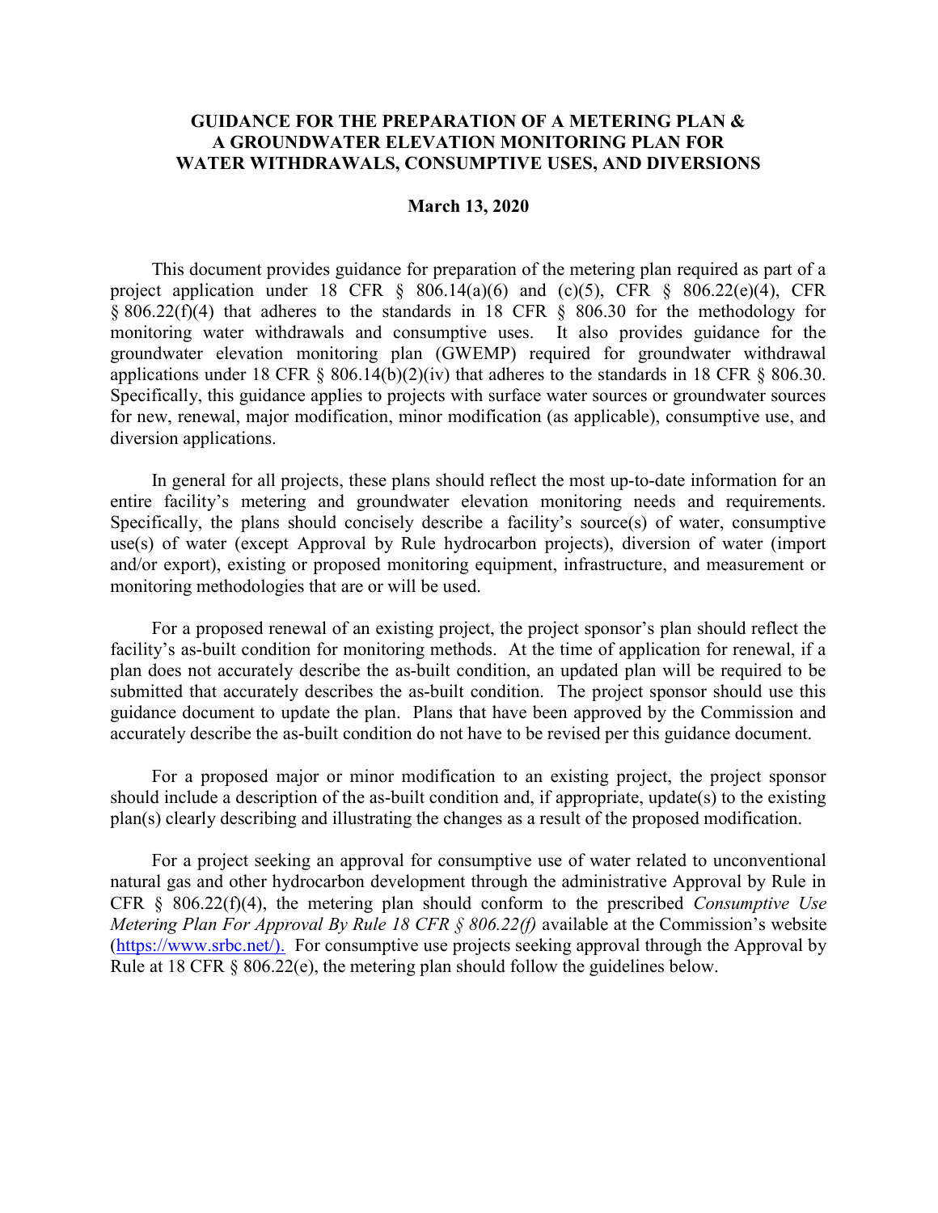# GUIDANCE FOR THE PREPARATION OF A METERING PLAN & A GROUNDWATER ELEVATION MONITORING PLAN FOR WATER WITHDRAWALS, CONSUMPTIVE USES, AND DIVERSIONS

**March 13, 2020**

This document provides guidance for preparation of the metering plan required as part of a project application under 18 CFR § 806.14(a)(6) and (c)(5), CFR § 806.22(e)(4), CFR § 806.22(f)(4) that adheres to the standards in 18 CFR § 806.30 for the methodology for monitoring water withdrawals and consumptive uses. It also provides guidance for the groundwater elevation monitoring plan (GWEMP) required for groundwater withdrawal applications under 18 CFR § 806.14(b)(2)(iv) that adheres to the standards in 18 CFR § 806.30. Specifically, this guidance applies to projects with surface water sources or groundwater sources for new, renewal, major modification, minor modification (as applicable), consumptive use, and diversion applications.

In general for all projects, these plans should reflect the most up-to-date information for an entire facility's metering and groundwater elevation monitoring needs and requirements. Specifically, the plans should concisely describe a facility's source(s) of water, consumptive use(s) of water (except Approval by Rule hydrocarbon projects), diversion of water (import and/or export), existing or proposed monitoring equipment, infrastructure, and measurement or monitoring methodologies that are or will be used.

For a proposed renewal of an existing project, the project sponsor's plan should reflect the facility's as-built condition for monitoring methods. At the time of application for renewal, if a plan does not accurately describe the as-built condition, an updated plan will be required to be submitted that accurately describes the as-built condition. The project sponsor should use this guidance document to update the plan. Plans that have been approved by the Commission and accurately describe the as-built condition do not have to be revised per this guidance document.

For a proposed major or minor modification to an existing project, the project sponsor should include a description of the as-built condition and, if appropriate, update(s) to the existing plan(s) clearly describing and illustrating the changes as a result of the proposed modification.

For a project seeking an approval for consumptive use of water related to unconventional natural gas and other hydrocarbon development through the administrative Approval by Rule in CFR § 806.22(f)(4), the metering plan should conform to the prescribed *Consumptive Use Metering Plan For Approval By Rule 18 CFR § 806.22(f)* available at the Commission's website (https://www.srbc.net/). For consumptive use projects seeking approval through the Approval by Rule at 18 CFR § 806.22(e), the metering plan should follow the guidelines below.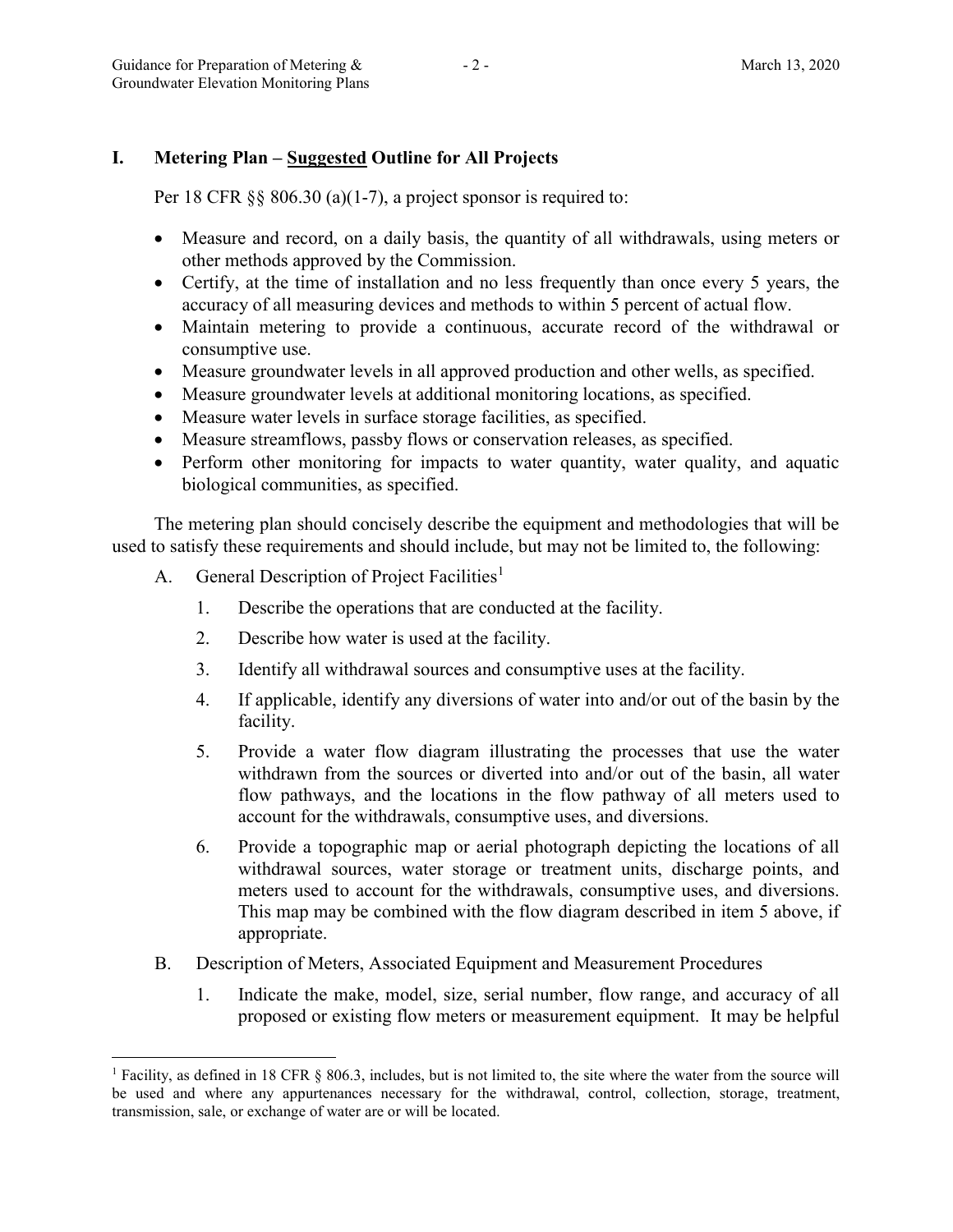## I. Metering Plan – Suggested Outline for All Projects

Per 18 CFR §§ 806.30 (a)(1-7), a project sponsor is required to:

- Measure and record, on a daily basis, the quantity of all withdrawals, using meters or other methods approved by the Commission.
- Certify, at the time of installation and no less frequently than once every 5 years, the accuracy of all measuring devices and methods to within 5 percent of actual flow.
- Maintain metering to provide a continuous, accurate record of the withdrawal or consumptive use.
- Measure groundwater levels in all approved production and other wells, as specified.
- Measure groundwater levels at additional monitoring locations, as specified.
- Measure water levels in surface storage facilities, as specified.
- Measure streamflows, passby flows or conservation releases, as specified.
- Perform other monitoring for impacts to water quantity, water quality, and aquatic biological communities, as specified.

The metering plan should concisely describe the equipment and methodologies that will be used to satisfy these requirements and should include, but may not be limited to, the following:

A. General Description of Project Facilities[1]

1. Describe the operations that are conducted at the facility.
2. Describe how water is used at the facility.
3. Identify all withdrawal sources and consumptive uses at the facility.
4. If applicable, identify any diversions of water into and/or out of the basin by the facility.
5. Provide a water flow diagram illustrating the processes that use the water withdrawn from the sources or diverted into and/or out of the basin, all water flow pathways, and the locations in the flow pathway of all meters used to account for the withdrawals, consumptive uses, and diversions.
6. Provide a topographic map or aerial photograph depicting the locations of all withdrawal sources, water storage or treatment units, discharge points, and meters used to account for the withdrawals, consumptive uses, and diversions. This map may be combined with the flow diagram described in item 5 above, if appropriate.

B. Description of Meters, Associated Equipment and Measurement Procedures

1. Indicate the make, model, size, serial number, flow range, and accuracy of all proposed or existing flow meters or measurement equipment. It may be helpful

---

[1] Facility, as defined in 18 CFR § 806.3, includes, but is not limited to, the site where the water from the source will be used and where any appurtenances necessary for the withdrawal, control, collection, storage, treatment, transmission, sale, or exchange of water are or will be located.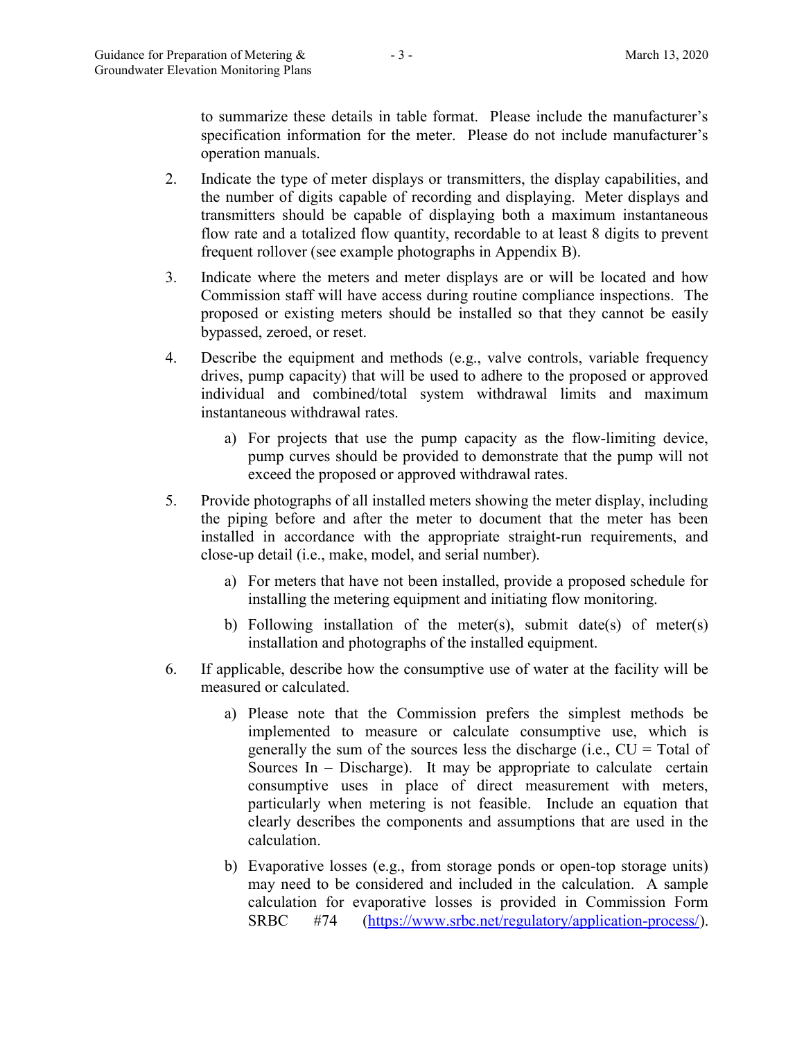to summarize these details in table format. Please include the manufacturer's specification information for the meter. Please do not include manufacturer's operation manuals.

2. Indicate the type of meter displays or transmitters, the display capabilities, and the number of digits capable of recording and displaying. Meter displays and transmitters should be capable of displaying both a maximum instantaneous flow rate and a totalized flow quantity, recordable to at least 8 digits to prevent frequent rollover (see example photographs in Appendix B).

3. Indicate where the meters and meter displays are or will be located and how Commission staff will have access during routine compliance inspections. The proposed or existing meters should be installed so that they cannot be easily bypassed, zeroed, or reset.

4. Describe the equipment and methods (e.g., valve controls, variable frequency drives, pump capacity) that will be used to adhere to the proposed or approved individual and combined/total system withdrawal limits and maximum instantaneous withdrawal rates.

   a) For projects that use the pump capacity as the flow-limiting device, pump curves should be provided to demonstrate that the pump will not exceed the proposed or approved withdrawal rates.

5. Provide photographs of all installed meters showing the meter display, including the piping before and after the meter to document that the meter has been installed in accordance with the appropriate straight-run requirements, and close-up detail (i.e., make, model, and serial number).

   a) For meters that have not been installed, provide a proposed schedule for installing the metering equipment and initiating flow monitoring.

   b) Following installation of the meter(s), submit date(s) of meter(s) installation and photographs of the installed equipment.

6. If applicable, describe how the consumptive use of water at the facility will be measured or calculated.

   a) Please note that the Commission prefers the simplest methods be implemented to measure or calculate consumptive use, which is generally the sum of the sources less the discharge (i.e., CU = Total of Sources In – Discharge). It may be appropriate to calculate certain consumptive uses in place of direct measurement with meters, particularly when metering is not feasible. Include an equation that clearly describes the components and assumptions that are used in the calculation.

   b) Evaporative losses (e.g., from storage ponds or open-top storage units) may need to be considered and included in the calculation. A sample calculation for evaporative losses is provided in Commission Form SRBC #74 (https://www.srbc.net/regulatory/application-process/).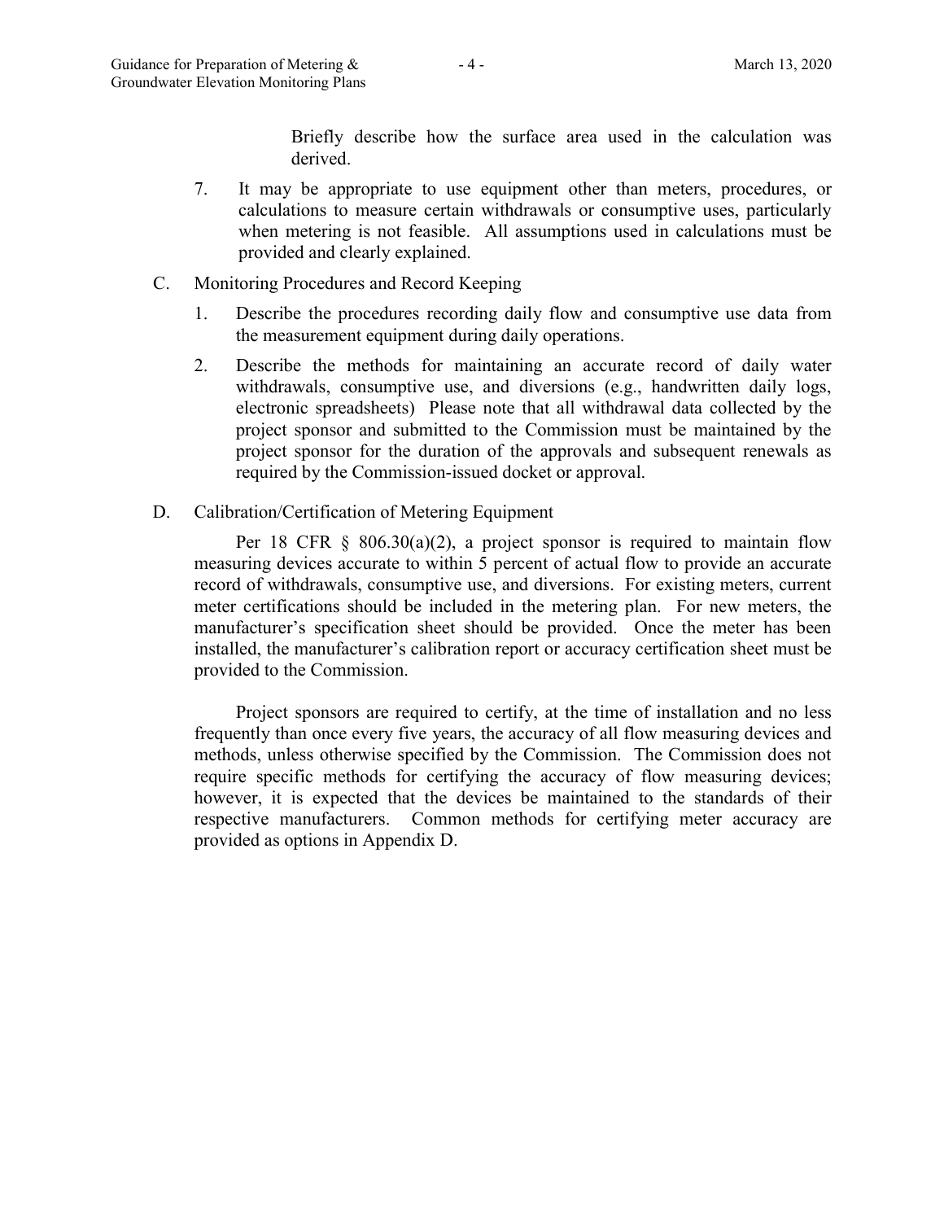Briefly describe how the surface area used in the calculation was derived.

7. It may be appropriate to use equipment other than meters, procedures, or calculations to measure certain withdrawals or consumptive uses, particularly when metering is not feasible. All assumptions used in calculations must be provided and clearly explained.

C. Monitoring Procedures and Record Keeping

   1. Describe the procedures recording daily flow and consumptive use data from the measurement equipment during daily operations.

   2. Describe the methods for maintaining an accurate record of daily water withdrawals, consumptive use, and diversions (e.g., handwritten daily logs, electronic spreadsheets) Please note that all withdrawal data collected by the project sponsor and submitted to the Commission must be maintained by the project sponsor for the duration of the approvals and subsequent renewals as required by the Commission-issued docket or approval.

D. Calibration/Certification of Metering Equipment

Per 18 CFR § 806.30(a)(2), a project sponsor is required to maintain flow measuring devices accurate to within 5 percent of actual flow to provide an accurate record of withdrawals, consumptive use, and diversions. For existing meters, current meter certifications should be included in the metering plan. For new meters, the manufacturer's specification sheet should be provided. Once the meter has been installed, the manufacturer's calibration report or accuracy certification sheet must be provided to the Commission.

Project sponsors are required to certify, at the time of installation and no less frequently than once every five years, the accuracy of all flow measuring devices and methods, unless otherwise specified by the Commission. The Commission does not require specific methods for certifying the accuracy of flow measuring devices; however, it is expected that the devices be maintained to the standards of their respective manufacturers. Common methods for certifying meter accuracy are provided as options in Appendix D.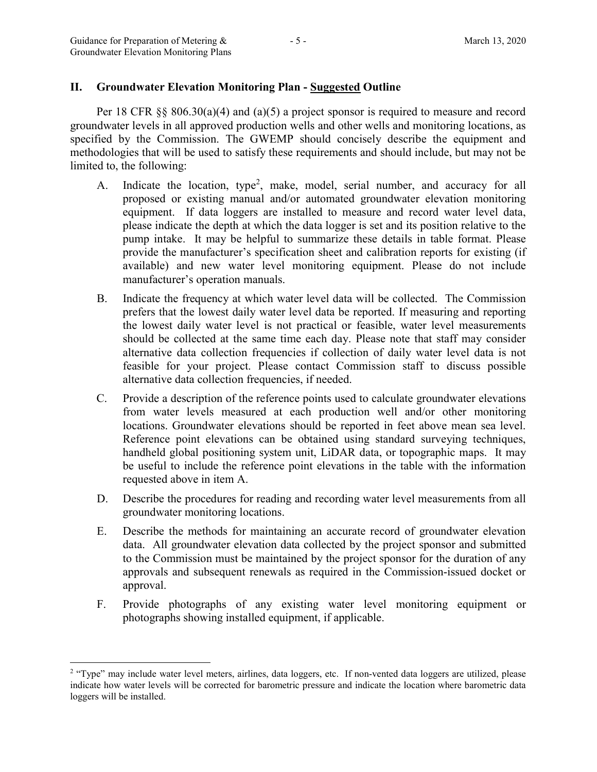## II. Groundwater Elevation Monitoring Plan - Suggested Outline

Per 18 CFR §§ 806.30(a)(4) and (a)(5) a project sponsor is required to measure and record groundwater levels in all approved production wells and other wells and monitoring locations, as specified by the Commission. The GWEMP should concisely describe the equipment and methodologies that will be used to satisfy these requirements and should include, but may not be limited to, the following:

A. Indicate the location, type[2], make, model, serial number, and accuracy for all proposed or existing manual and/or automated groundwater elevation monitoring equipment. If data loggers are installed to measure and record water level data, please indicate the depth at which the data logger is set and its position relative to the pump intake. It may be helpful to summarize these details in table format. Please provide the manufacturer's specification sheet and calibration reports for existing (if available) and new water level monitoring equipment. Please do not include manufacturer's operation manuals.

B. Indicate the frequency at which water level data will be collected. The Commission prefers that the lowest daily water level data be reported. If measuring and reporting the lowest daily water level is not practical or feasible, water level measurements should be collected at the same time each day. Please note that staff may consider alternative data collection frequencies if collection of daily water level data is not feasible for your project. Please contact Commission staff to discuss possible alternative data collection frequencies, if needed.

C. Provide a description of the reference points used to calculate groundwater elevations from water levels measured at each production well and/or other monitoring locations. Groundwater elevations should be reported in feet above mean sea level. Reference point elevations can be obtained using standard surveying techniques, handheld global positioning system unit, LiDAR data, or topographic maps. It may be useful to include the reference point elevations in the table with the information requested above in item A.

D. Describe the procedures for reading and recording water level measurements from all groundwater monitoring locations.

E. Describe the methods for maintaining an accurate record of groundwater elevation data. All groundwater elevation data collected by the project sponsor and submitted to the Commission must be maintained by the project sponsor for the duration of any approvals and subsequent renewals as required in the Commission-issued docket or approval.

F. Provide photographs of any existing water level monitoring equipment or photographs showing installed equipment, if applicable.

---

[2] "Type" may include water level meters, airlines, data loggers, etc. If non-vented data loggers are utilized, please indicate how water levels will be corrected for barometric pressure and indicate the location where barometric data loggers will be installed.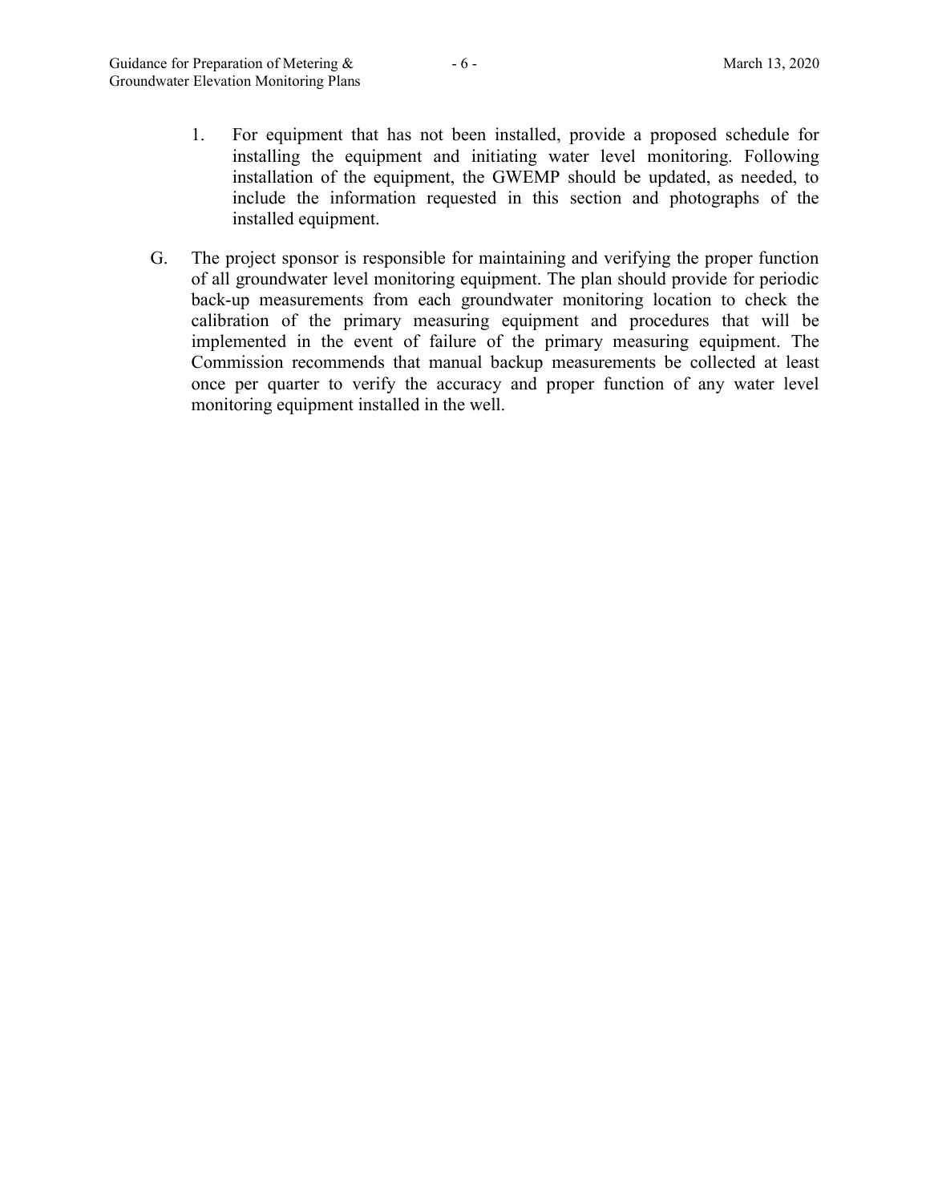1. For equipment that has not been installed, provide a proposed schedule for installing the equipment and initiating water level monitoring. Following installation of the equipment, the GWEMP should be updated, as needed, to include the information requested in this section and photographs of the installed equipment.

G. The project sponsor is responsible for maintaining and verifying the proper function of all groundwater level monitoring equipment. The plan should provide for periodic back-up measurements from each groundwater monitoring location to check the calibration of the primary measuring equipment and procedures that will be implemented in the event of failure of the primary measuring equipment. The Commission recommends that manual backup measurements be collected at least once per quarter to verify the accuracy and proper function of any water level monitoring equipment installed in the well.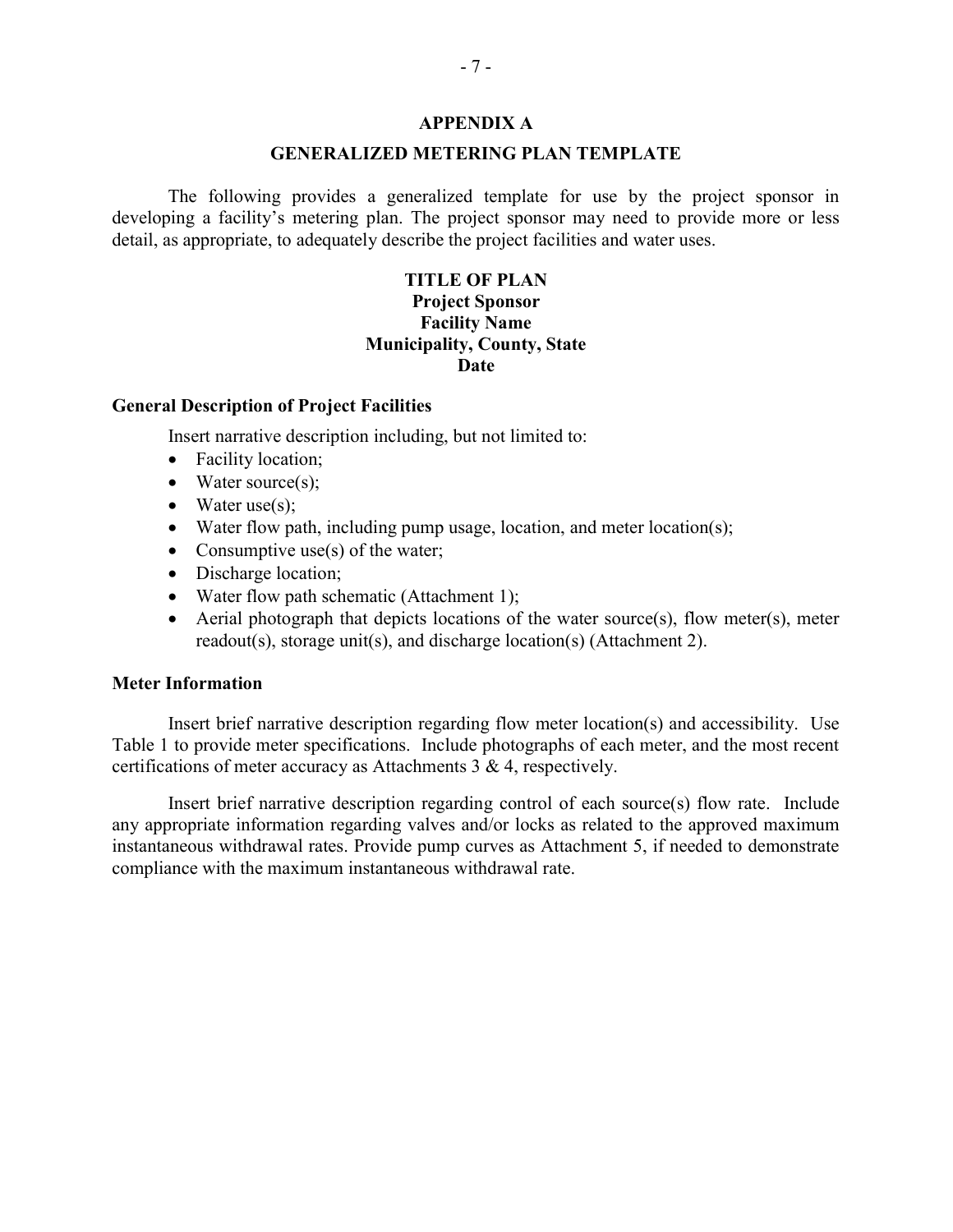# APPENDIX A

## GENERALIZED METERING PLAN TEMPLATE

The following provides a generalized template for use by the project sponsor in developing a facility's metering plan. The project sponsor may need to provide more or less detail, as appropriate, to adequately describe the project facilities and water uses.

**TITLE OF PLAN**
**Project Sponsor**
**Facility Name**
**Municipality, County, State**
**Date**

### General Description of Project Facilities

Insert narrative description including, but not limited to:

- Facility location;
- Water source(s);
- Water use(s);
- Water flow path, including pump usage, location, and meter location(s);
- Consumptive use(s) of the water;
- Discharge location;
- Water flow path schematic (Attachment 1);
- Aerial photograph that depicts locations of the water source(s), flow meter(s), meter readout(s), storage unit(s), and discharge location(s) (Attachment 2).

### Meter Information

Insert brief narrative description regarding flow meter location(s) and accessibility. Use Table 1 to provide meter specifications. Include photographs of each meter, and the most recent certifications of meter accuracy as Attachments 3 & 4, respectively.

Insert brief narrative description regarding control of each source(s) flow rate. Include any appropriate information regarding valves and/or locks as related to the approved maximum instantaneous withdrawal rates. Provide pump curves as Attachment 5, if needed to demonstrate compliance with the maximum instantaneous withdrawal rate.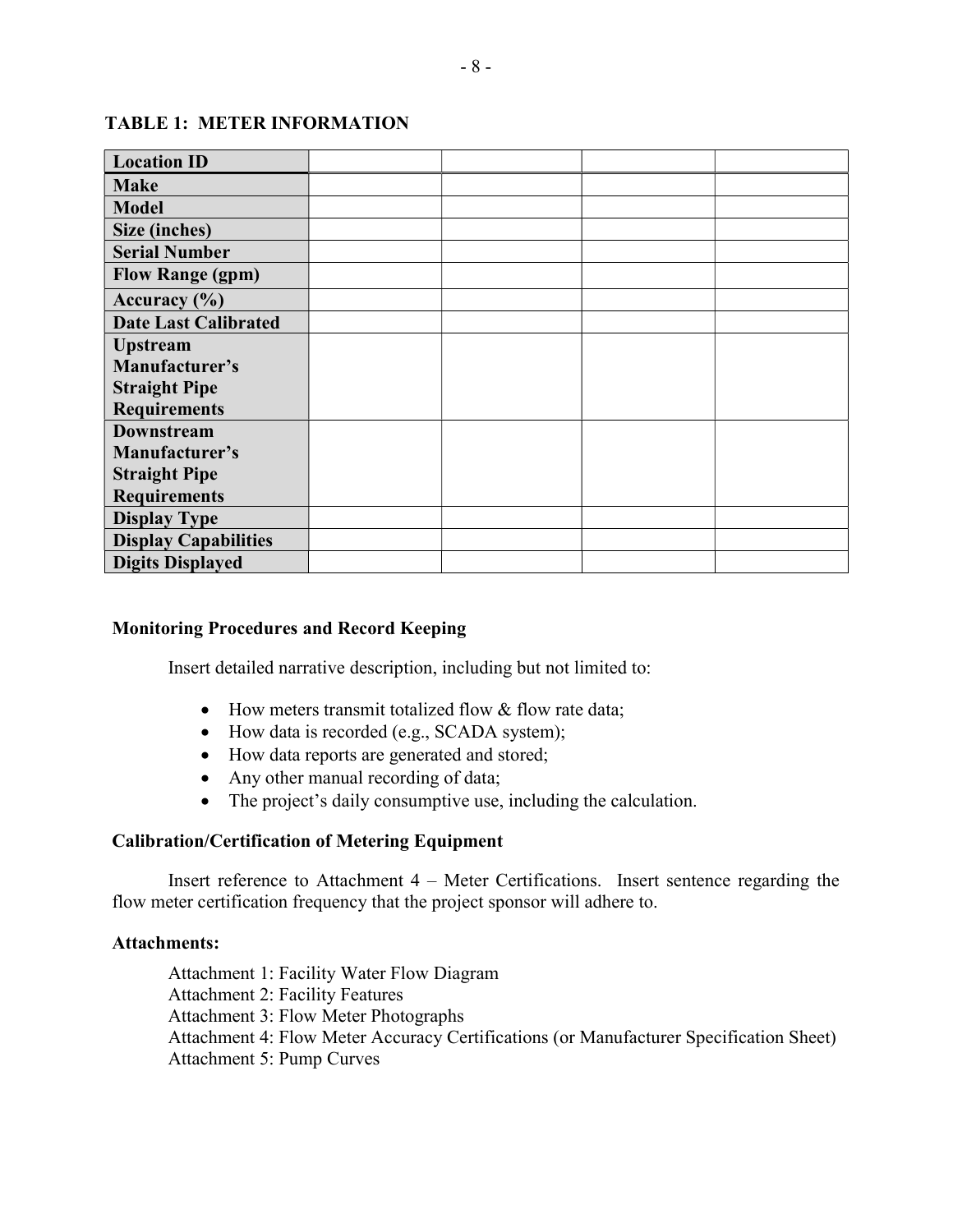**TABLE 1: METER INFORMATION**

| Location ID | | | | |
|---|---|---|---|---|
| **Make** | | | | |
| **Model** | | | | |
| **Size (inches)** | | | | |
| **Serial Number** | | | | |
| **Flow Range (gpm)** | | | | |
| **Accuracy (%)** | | | | |
| **Date Last Calibrated** | | | | |
| **Upstream Manufacturer's Straight Pipe Requirements** | | | | |
| **Downstream Manufacturer's Straight Pipe Requirements** | | | | |
| **Display Type** | | | | |
| **Display Capabilities** | | | | |
| **Digits Displayed** | | | | |

**Monitoring Procedures and Record Keeping**

Insert detailed narrative description, including but not limited to:

- How meters transmit totalized flow & flow rate data;
- How data is recorded (e.g., SCADA system);
- How data reports are generated and stored;
- Any other manual recording of data;
- The project's daily consumptive use, including the calculation.

**Calibration/Certification of Metering Equipment**

Insert reference to Attachment 4 – Meter Certifications. Insert sentence regarding the flow meter certification frequency that the project sponsor will adhere to.

**Attachments:**

Attachment 1: Facility Water Flow Diagram
Attachment 2: Facility Features
Attachment 3: Flow Meter Photographs
Attachment 4: Flow Meter Accuracy Certifications (or Manufacturer Specification Sheet)
Attachment 5: Pump Curves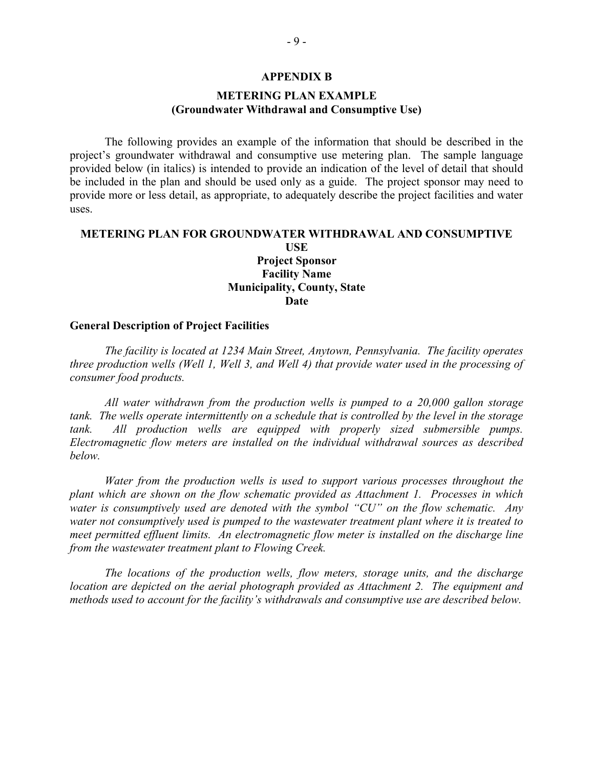## APPENDIX B

## METERING PLAN EXAMPLE
**(Groundwater Withdrawal and Consumptive Use)**

The following provides an example of the information that should be described in the project's groundwater withdrawal and consumptive use metering plan. The sample language provided below (in italics) is intended to provide an indication of the level of detail that should be included in the plan and should be used only as a guide. The project sponsor may need to provide more or less detail, as appropriate, to adequately describe the project facilities and water uses.

### METERING PLAN FOR GROUNDWATER WITHDRAWAL AND CONSUMPTIVE USE
**Project Sponsor**
**Facility Name**
**Municipality, County, State**
**Date**

### General Description of Project Facilities

*The facility is located at 1234 Main Street, Anytown, Pennsylvania. The facility operates three production wells (Well 1, Well 3, and Well 4) that provide water used in the processing of consumer food products.*

*All water withdrawn from the production wells is pumped to a 20,000 gallon storage tank. The wells operate intermittently on a schedule that is controlled by the level in the storage tank. All production wells are equipped with properly sized submersible pumps. Electromagnetic flow meters are installed on the individual withdrawal sources as described below.*

*Water from the production wells is used to support various processes throughout the plant which are shown on the flow schematic provided as Attachment 1. Processes in which water is consumptively used are denoted with the symbol "CU" on the flow schematic. Any water not consumptively used is pumped to the wastewater treatment plant where it is treated to meet permitted effluent limits. An electromagnetic flow meter is installed on the discharge line from the wastewater treatment plant to Flowing Creek.*

*The locations of the production wells, flow meters, storage units, and the discharge location are depicted on the aerial photograph provided as Attachment 2. The equipment and methods used to account for the facility's withdrawals and consumptive use are described below.*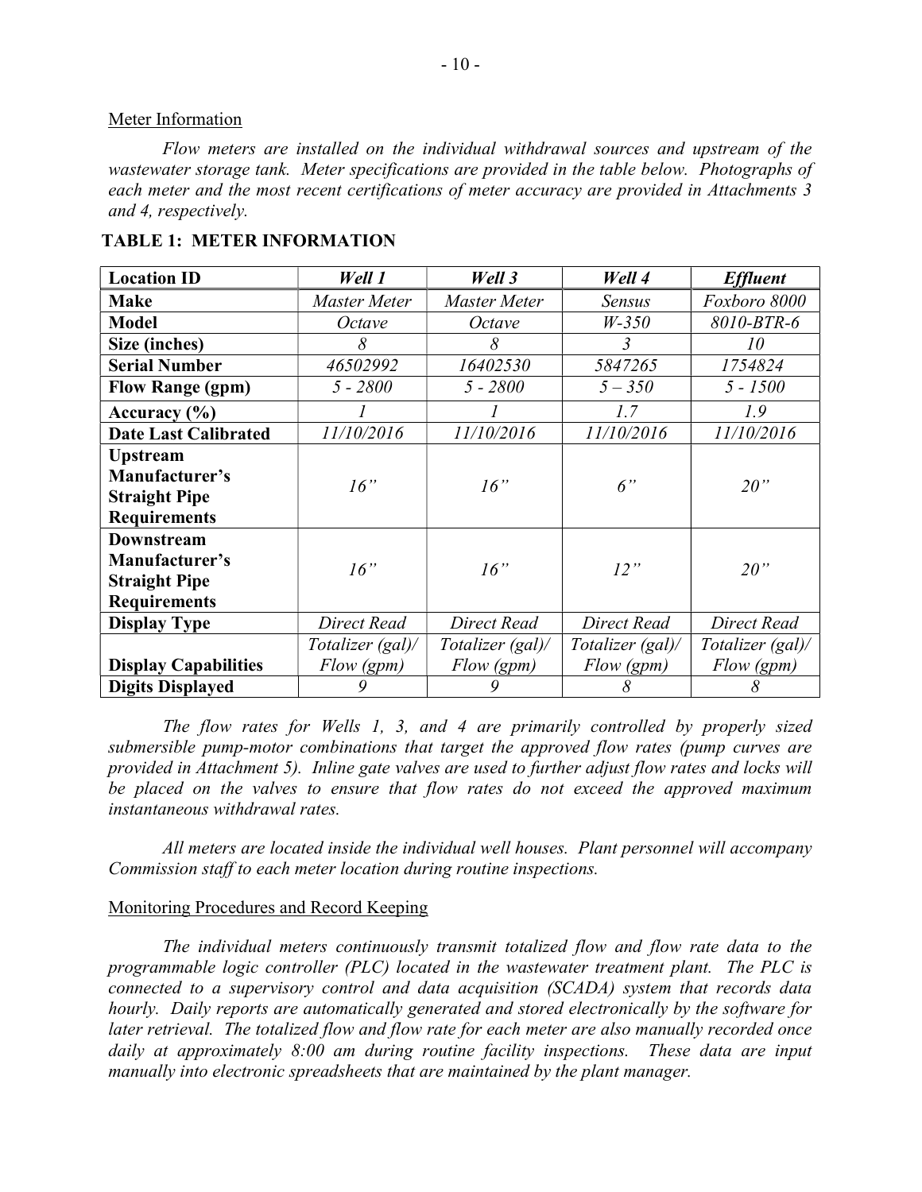Meter Information

*Flow meters are installed on the individual withdrawal sources and upstream of the wastewater storage tank. Meter specifications are provided in the table below. Photographs of each meter and the most recent certifications of meter accuracy are provided in Attachments 3 and 4, respectively.*

**TABLE 1: METER INFORMATION**

| **Location ID** | ***Well 1*** | ***Well 3*** | ***Well 4*** | ***Effluent*** |
|---|---|---|---|---|
| **Make** | *Master Meter* | *Master Meter* | *Sensus* | *Foxboro 8000* |
| **Model** | *Octave* | *Octave* | *W-350* | *8010-BTR-6* |
| **Size (inches)** | *8* | *8* | *3* | *10* |
| **Serial Number** | *46502992* | *16402530* | *5847265* | *1754824* |
| **Flow Range (gpm)** | *5 - 2800* | *5 - 2800* | *5 – 350* | *5 - 1500* |
| **Accuracy (%)** | *1* | *1* | *1.7* | *1.9* |
| **Date Last Calibrated** | *11/10/2016* | *11/10/2016* | *11/10/2016* | *11/10/2016* |
| **Upstream Manufacturer's Straight Pipe Requirements** | *16"* | *16"* | *6"* | *20"* |
| **Downstream Manufacturer's Straight Pipe Requirements** | *16"* | *16"* | *12"* | *20"* |
| **Display Type** | *Direct Read* | *Direct Read* | *Direct Read* | *Direct Read* |
| **Display Capabilities** | *Totalizer (gal)/ Flow (gpm)* | *Totalizer (gal)/ Flow (gpm)* | *Totalizer (gal)/ Flow (gpm)* | *Totalizer (gal)/ Flow (gpm)* |
| **Digits Displayed** | *9* | *9* | *8* | *8* |

*The flow rates for Wells 1, 3, and 4 are primarily controlled by properly sized submersible pump-motor combinations that target the approved flow rates (pump curves are provided in Attachment 5). Inline gate valves are used to further adjust flow rates and locks will be placed on the valves to ensure that flow rates do not exceed the approved maximum instantaneous withdrawal rates.*

*All meters are located inside the individual well houses. Plant personnel will accompany Commission staff to each meter location during routine inspections.*

Monitoring Procedures and Record Keeping

*The individual meters continuously transmit totalized flow and flow rate data to the programmable logic controller (PLC) located in the wastewater treatment plant. The PLC is connected to a supervisory control and data acquisition (SCADA) system that records data hourly. Daily reports are automatically generated and stored electronically by the software for later retrieval. The totalized flow and flow rate for each meter are also manually recorded once daily at approximately 8:00 am during routine facility inspections. These data are input manually into electronic spreadsheets that are maintained by the plant manager.*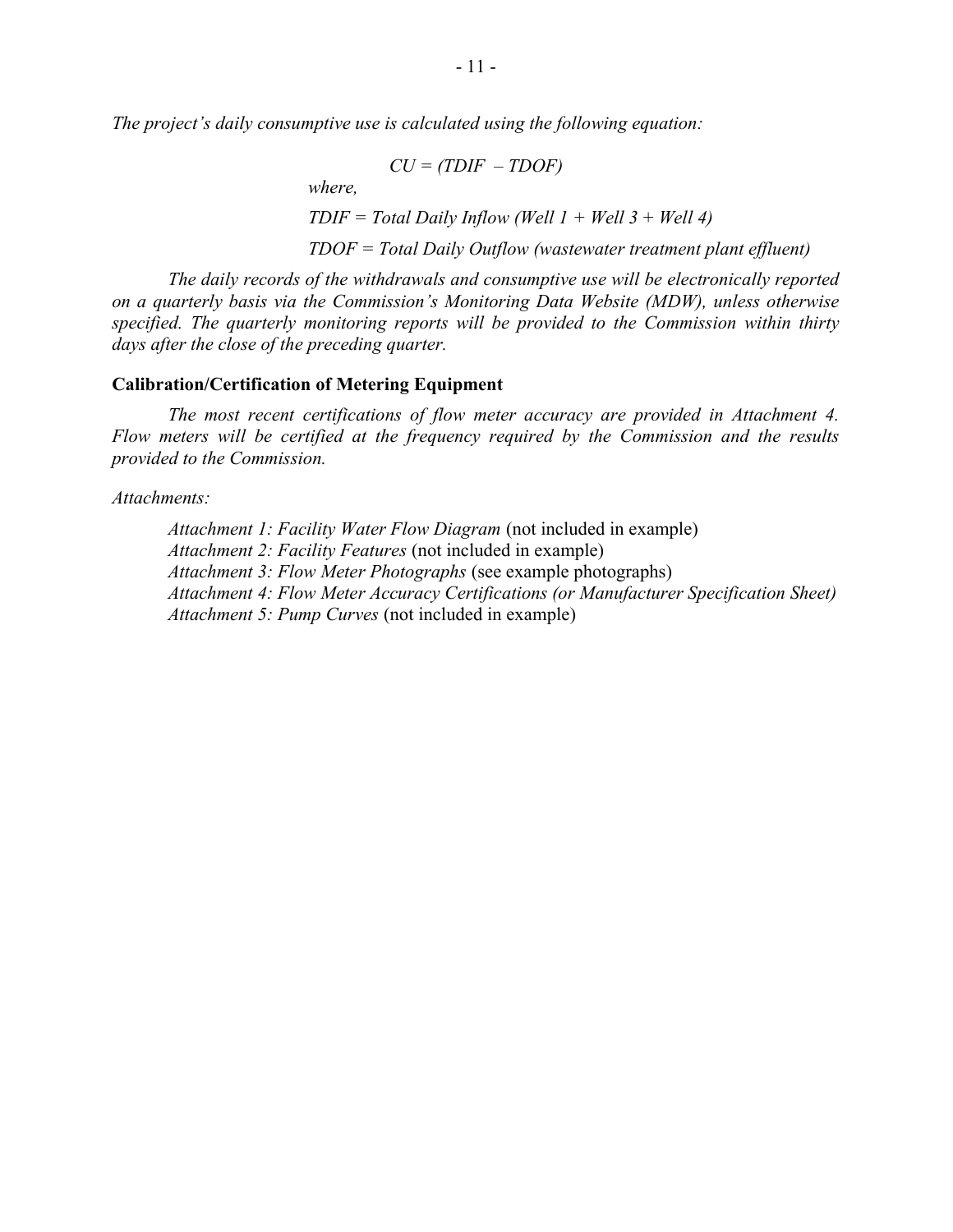*The project's daily consumptive use is calculated using the following equation:*

$$CU = (TDIF - TDOF)$$

*where,*

*TDIF = Total Daily Inflow (Well 1 + Well 3 + Well 4)*

*TDOF = Total Daily Outflow (wastewater treatment plant effluent)*

*The daily records of the withdrawals and consumptive use will be electronically reported on a quarterly basis via the Commission's Monitoring Data Website (MDW), unless otherwise specified. The quarterly monitoring reports will be provided to the Commission within thirty days after the close of the preceding quarter.*

**Calibration/Certification of Metering Equipment**

*The most recent certifications of flow meter accuracy are provided in Attachment 4. Flow meters will be certified at the frequency required by the Commission and the results provided to the Commission.*

*Attachments:*

*Attachment 1: Facility Water Flow Diagram* (not included in example)
*Attachment 2: Facility Features* (not included in example)
*Attachment 3: Flow Meter Photographs* (see example photographs)
*Attachment 4: Flow Meter Accuracy Certifications (or Manufacturer Specification Sheet)*
*Attachment 5: Pump Curves* (not included in example)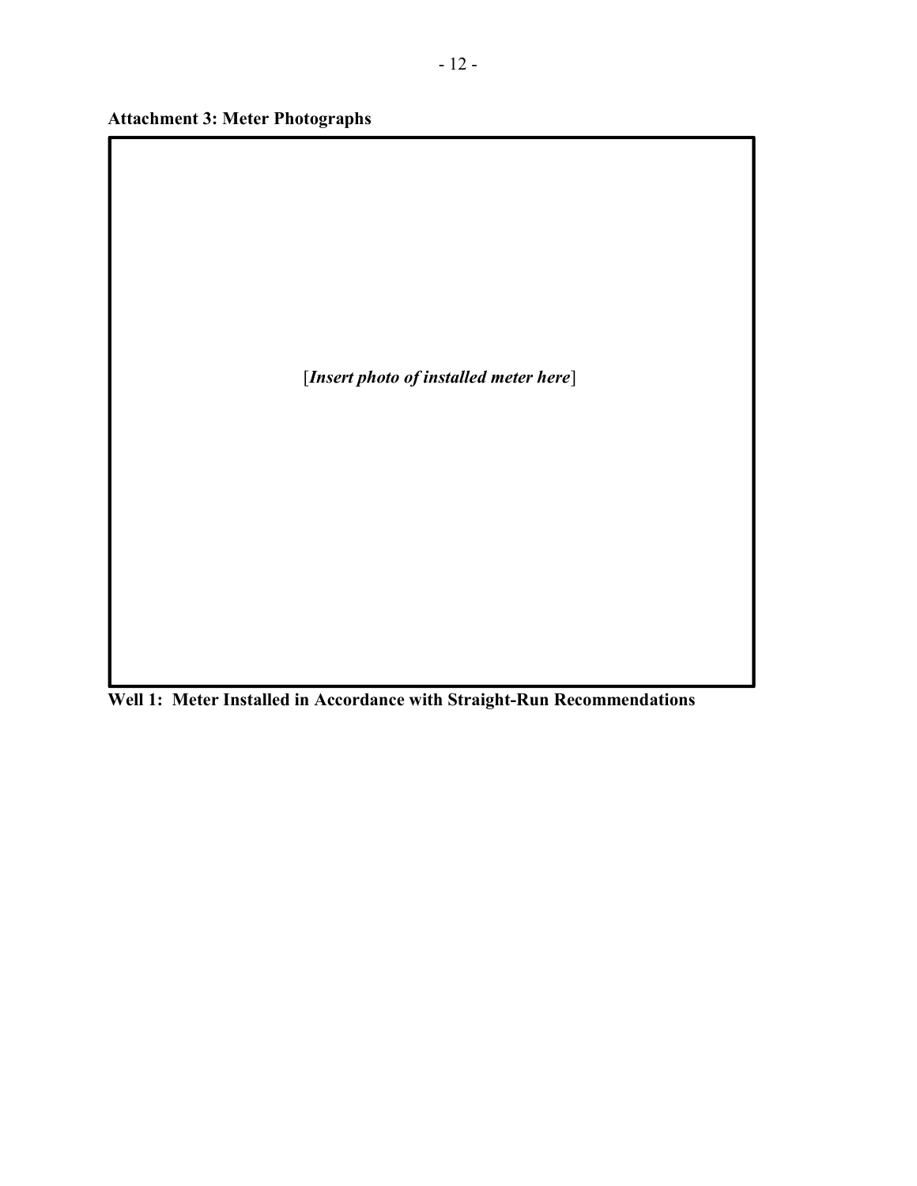**Attachment 3: Meter Photographs**

[*Insert photo of installed meter here*]

**Well 1: Meter Installed in Accordance with Straight-Run Recommendations**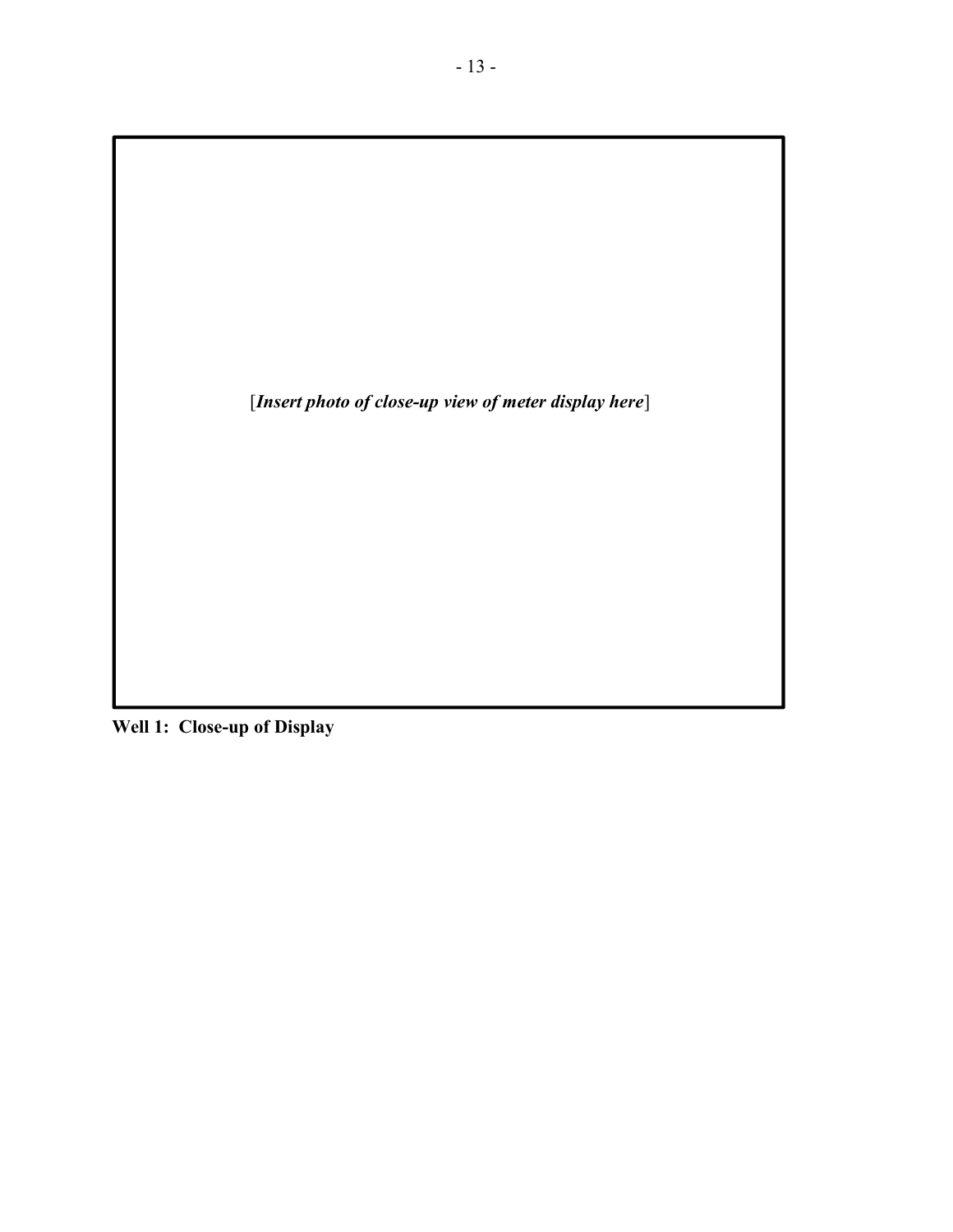[*Insert photo of close-up view of meter display here*]

**Well 1: Close-up of Display**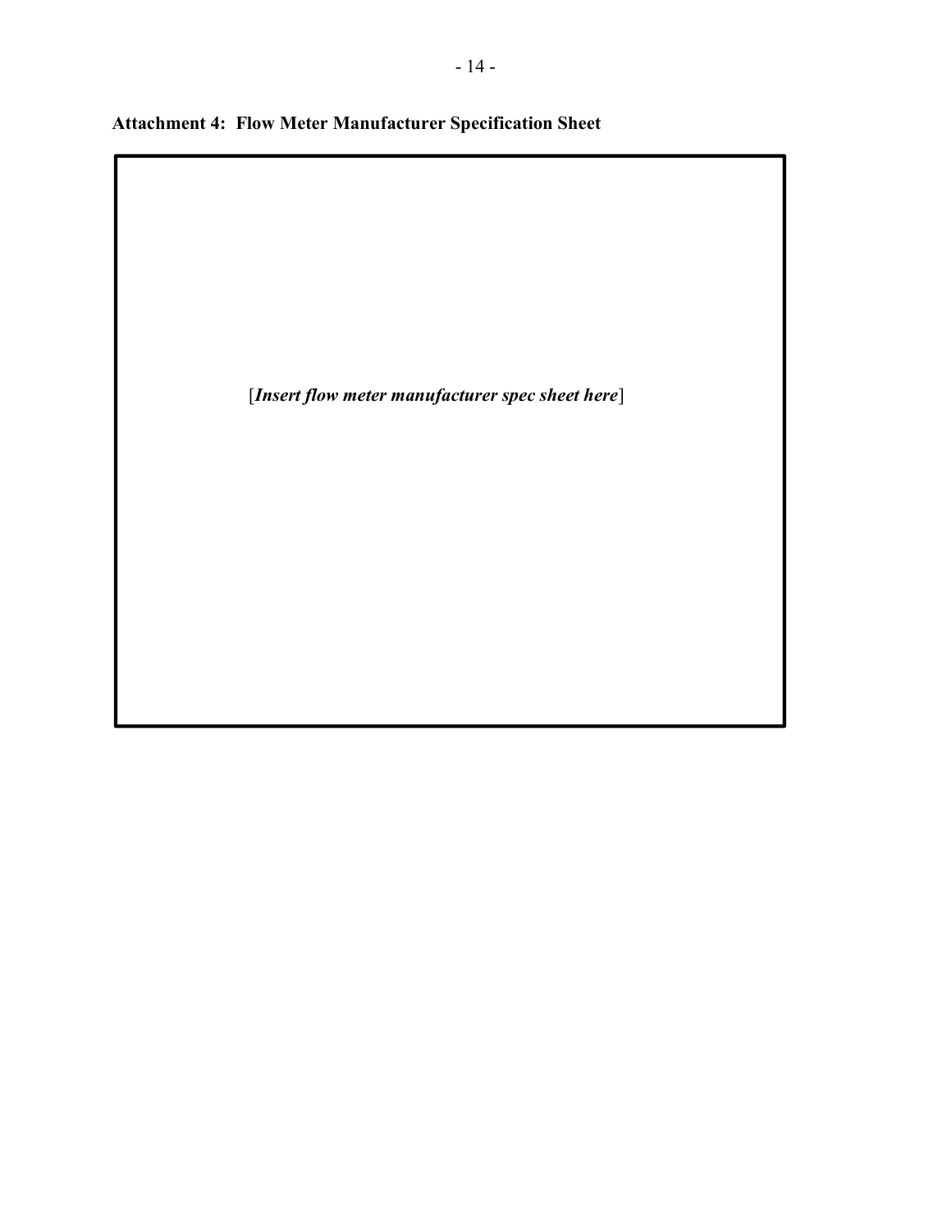**Attachment 4: Flow Meter Manufacturer Specification Sheet**

[*Insert flow meter manufacturer spec sheet here*]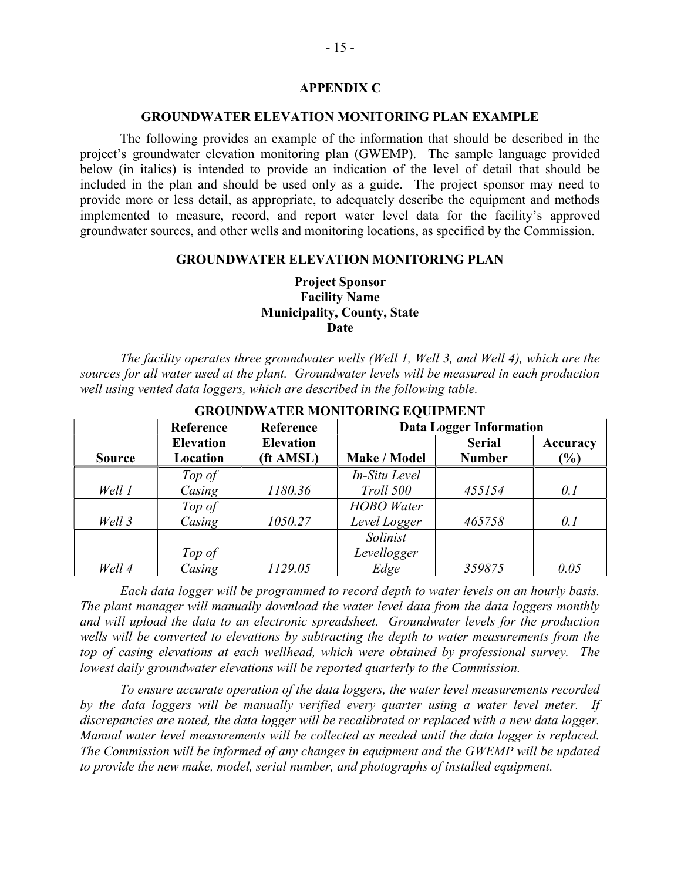## APPENDIX C

### GROUNDWATER ELEVATION MONITORING PLAN EXAMPLE

The following provides an example of the information that should be described in the project's groundwater elevation monitoring plan (GWEMP). The sample language provided below (in italics) is intended to provide an indication of the level of detail that should be included in the plan and should be used only as a guide. The project sponsor may need to provide more or less detail, as appropriate, to adequately describe the equipment and methods implemented to measure, record, and report water level data for the facility's approved groundwater sources, and other wells and monitoring locations, as specified by the Commission.

### GROUNDWATER ELEVATION MONITORING PLAN

**Project Sponsor**
**Facility Name**
**Municipality, County, State**
**Date**

*The facility operates three groundwater wells (Well 1, Well 3, and Well 4), which are the sources for all water used at the plant. Groundwater levels will be measured in each production well using vented data loggers, which are described in the following table.*

**GROUNDWATER MONITORING EQUIPMENT**

| Source | Reference Elevation Location | Reference Elevation (ft AMSL) | Data Logger Information | | |
|---|---|---|---|---|---|
| | | | Make / Model | Serial Number | Accuracy (%) |
| *Well 1* | *Top of Casing* | *1180.36* | *In-Situ Level Troll 500* | *455154* | *0.1* |
| *Well 3* | *Top of Casing* | *1050.27* | *HOBO Water Level Logger* | *465758* | *0.1* |
| *Well 4* | *Top of Casing* | *1129.05* | *Solinist Levellogger Edge* | *359875* | *0.05* |

*Each data logger will be programmed to record depth to water levels on an hourly basis. The plant manager will manually download the water level data from the data loggers monthly and will upload the data to an electronic spreadsheet. Groundwater levels for the production wells will be converted to elevations by subtracting the depth to water measurements from the top of casing elevations at each wellhead, which were obtained by professional survey. The lowest daily groundwater elevations will be reported quarterly to the Commission.*

*To ensure accurate operation of the data loggers, the water level measurements recorded by the data loggers will be manually verified every quarter using a water level meter. If discrepancies are noted, the data logger will be recalibrated or replaced with a new data logger. Manual water level measurements will be collected as needed until the data logger is replaced. The Commission will be informed of any changes in equipment and the GWEMP will be updated to provide the new make, model, serial number, and photographs of installed equipment.*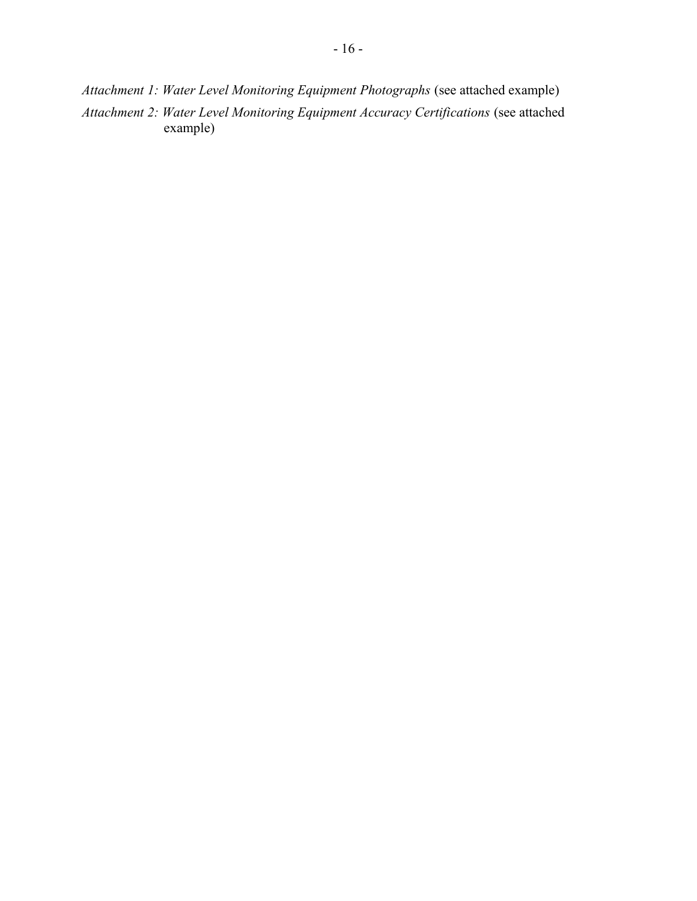*Attachment 1: Water Level Monitoring Equipment Photographs* (see attached example)

*Attachment 2: Water Level Monitoring Equipment Accuracy Certifications* (see attached example)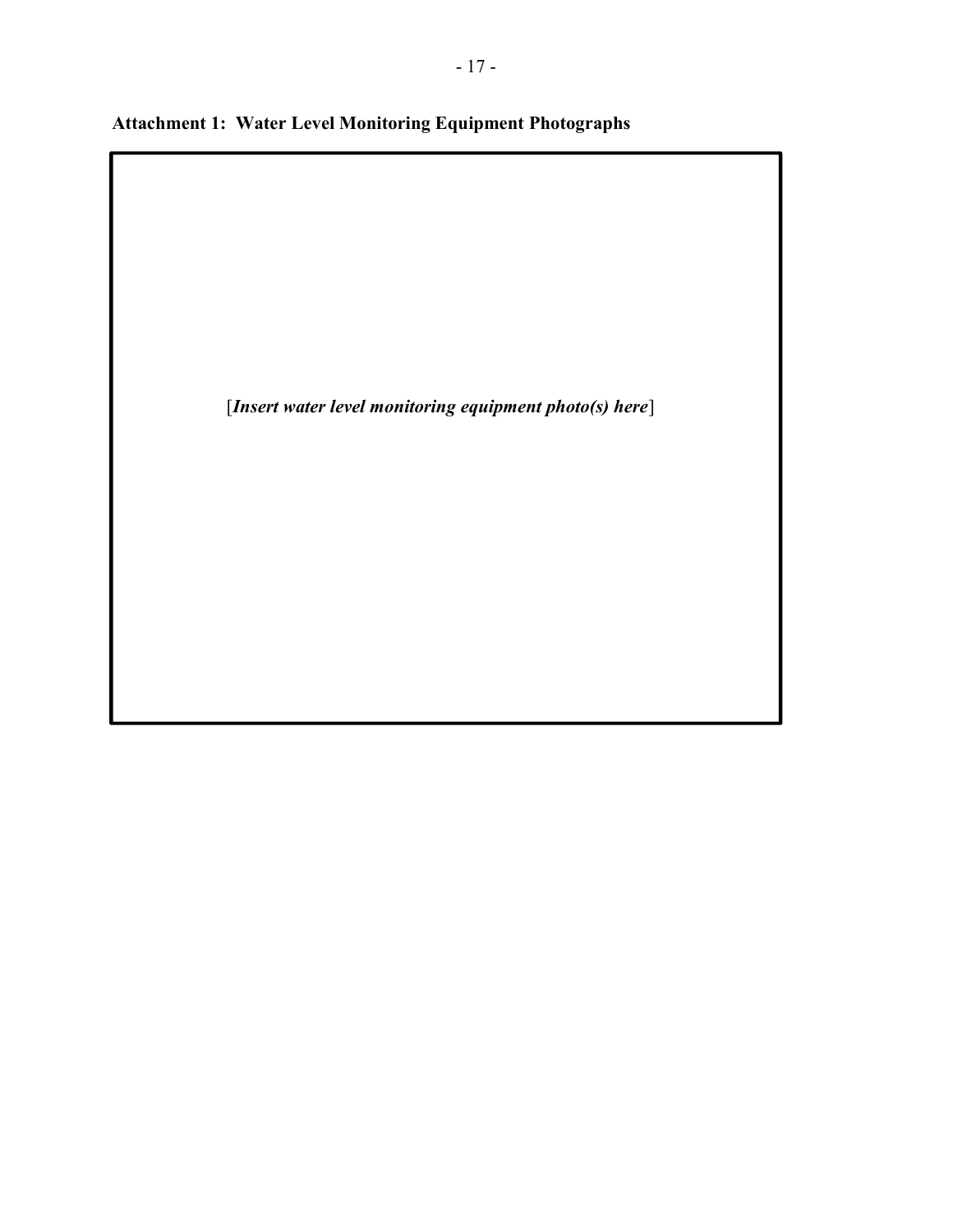**Attachment 1: Water Level Monitoring Equipment Photographs**

[*Insert water level monitoring equipment photo(s) here*]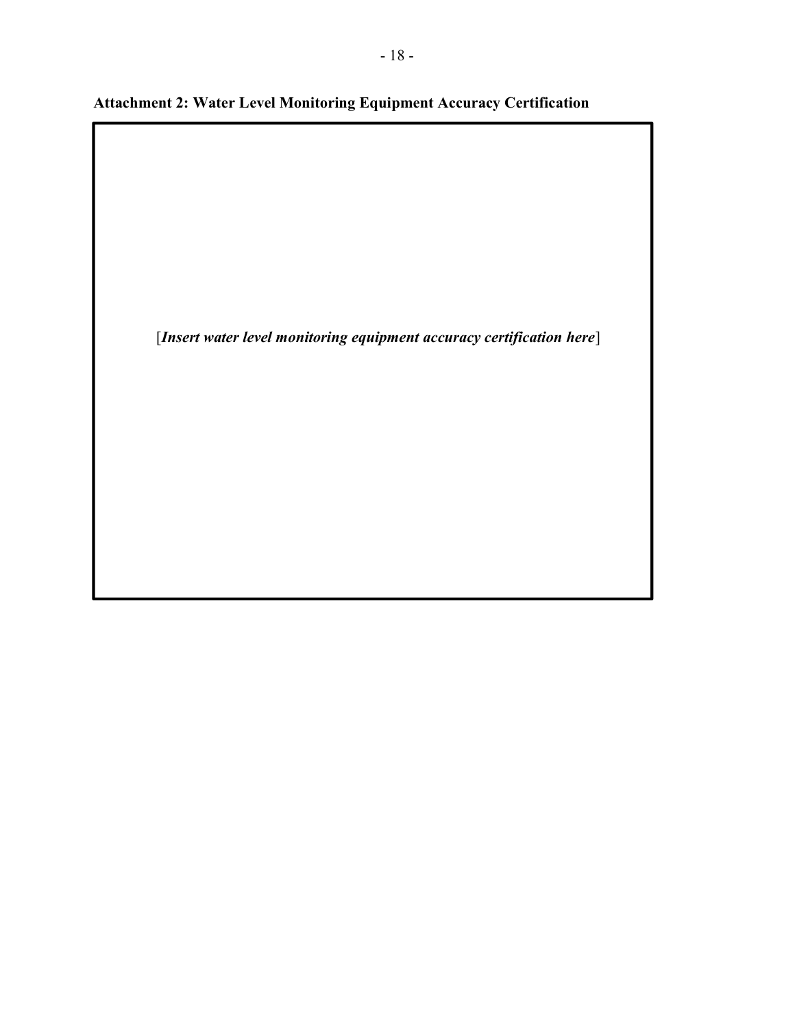**Attachment 2: Water Level Monitoring Equipment Accuracy Certification**

[*Insert water level monitoring equipment accuracy certification here*]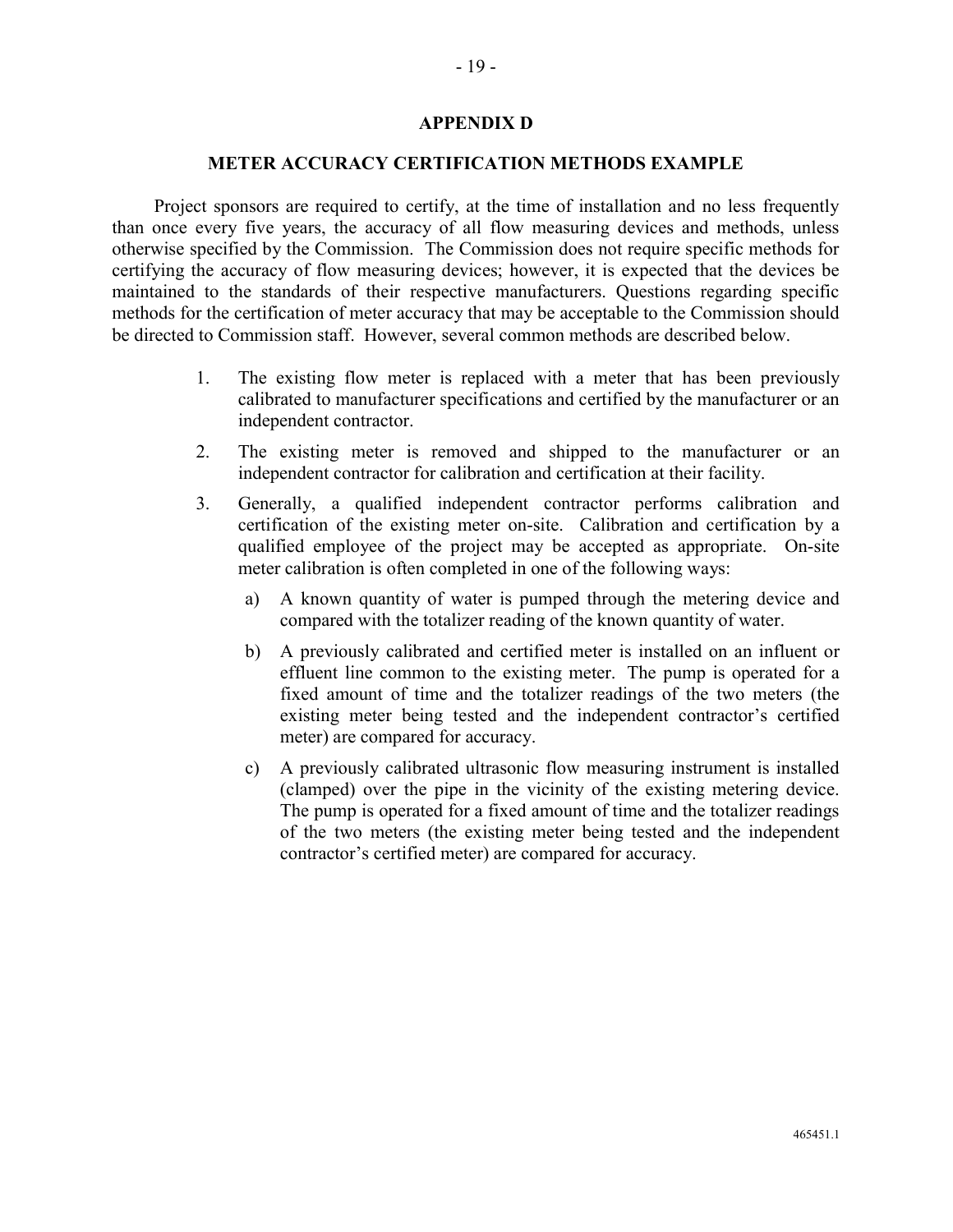## APPENDIX D

## METER ACCURACY CERTIFICATION METHODS EXAMPLE

Project sponsors are required to certify, at the time of installation and no less frequently than once every five years, the accuracy of all flow measuring devices and methods, unless otherwise specified by the Commission. The Commission does not require specific methods for certifying the accuracy of flow measuring devices; however, it is expected that the devices be maintained to the standards of their respective manufacturers. Questions regarding specific methods for the certification of meter accuracy that may be acceptable to the Commission should be directed to Commission staff. However, several common methods are described below.

1. The existing flow meter is replaced with a meter that has been previously calibrated to manufacturer specifications and certified by the manufacturer or an independent contractor.
2. The existing meter is removed and shipped to the manufacturer or an independent contractor for calibration and certification at their facility.
3. Generally, a qualified independent contractor performs calibration and certification of the existing meter on-site. Calibration and certification by a qualified employee of the project may be accepted as appropriate. On-site meter calibration is often completed in one of the following ways:
   a) A known quantity of water is pumped through the metering device and compared with the totalizer reading of the known quantity of water.
   b) A previously calibrated and certified meter is installed on an influent or effluent line common to the existing meter. The pump is operated for a fixed amount of time and the totalizer readings of the two meters (the existing meter being tested and the independent contractor's certified meter) are compared for accuracy.
   c) A previously calibrated ultrasonic flow measuring instrument is installed (clamped) over the pipe in the vicinity of the existing metering device. The pump is operated for a fixed amount of time and the totalizer readings of the two meters (the existing meter being tested and the independent contractor's certified meter) are compared for accuracy.